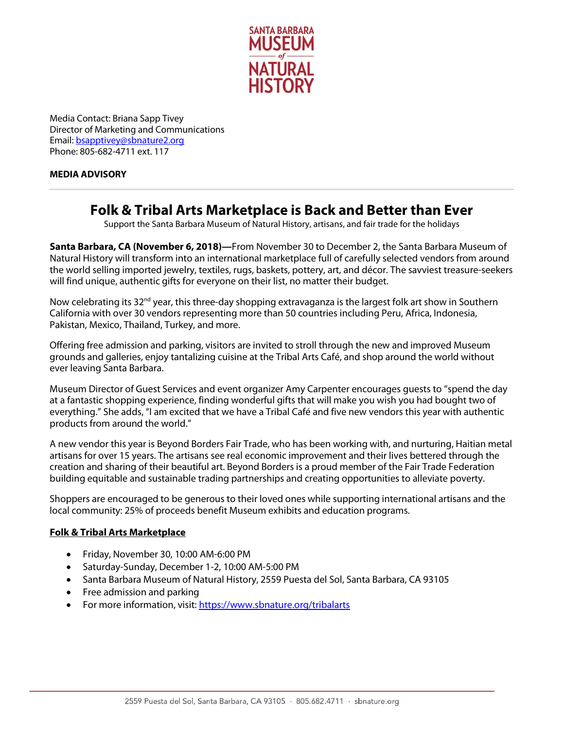SANTA BARBARA MUSEUM of NATURAL HISTORY

Media Contact: Briana Sapp Tivey
Director of Marketing and Communications
Email: bsapptivey@sbnature2.org
Phone: 805-682-4711 ext. 117

**MEDIA ADVISORY**

---

# Folk & Tribal Arts Marketplace is Back and Better than Ever

Support the Santa Barbara Museum of Natural History, artisans, and fair trade for the holidays

**Santa Barbara, CA (November 6, 2018)—**From November 30 to December 2, the Santa Barbara Museum of Natural History will transform into an international marketplace full of carefully selected vendors from around the world selling imported jewelry, textiles, rugs, baskets, pottery, art, and décor. The savviest treasure-seekers will find unique, authentic gifts for everyone on their list, no matter their budget.

Now celebrating its 32nd year, this three-day shopping extravaganza is the largest folk art show in Southern California with over 30 vendors representing more than 50 countries including Peru, Africa, Indonesia, Pakistan, Mexico, Thailand, Turkey, and more.

Offering free admission and parking, visitors are invited to stroll through the new and improved Museum grounds and galleries, enjoy tantalizing cuisine at the Tribal Arts Café, and shop around the world without ever leaving Santa Barbara.

Museum Director of Guest Services and event organizer Amy Carpenter encourages guests to "spend the day at a fantastic shopping experience, finding wonderful gifts that will make you wish you had bought two of everything." She adds, "I am excited that we have a Tribal Café and five new vendors this year with authentic products from around the world."

A new vendor this year is Beyond Borders Fair Trade, who has been working with, and nurturing, Haitian metal artisans for over 15 years. The artisans see real economic improvement and their lives bettered through the creation and sharing of their beautiful art. Beyond Borders is a proud member of the Fair Trade Federation building equitable and sustainable trading partnerships and creating opportunities to alleviate poverty.

Shoppers are encouraged to be generous to their loved ones while supporting international artisans and the local community: 25% of proceeds benefit Museum exhibits and education programs.

**Folk & Tribal Arts Marketplace**

- Friday, November 30, 10:00 AM-6:00 PM
- Saturday-Sunday, December 1-2, 10:00 AM-5:00 PM
- Santa Barbara Museum of Natural History, 2559 Puesta del Sol, Santa Barbara, CA 93105
- Free admission and parking
- For more information, visit: https://www.sbnature.org/tribalarts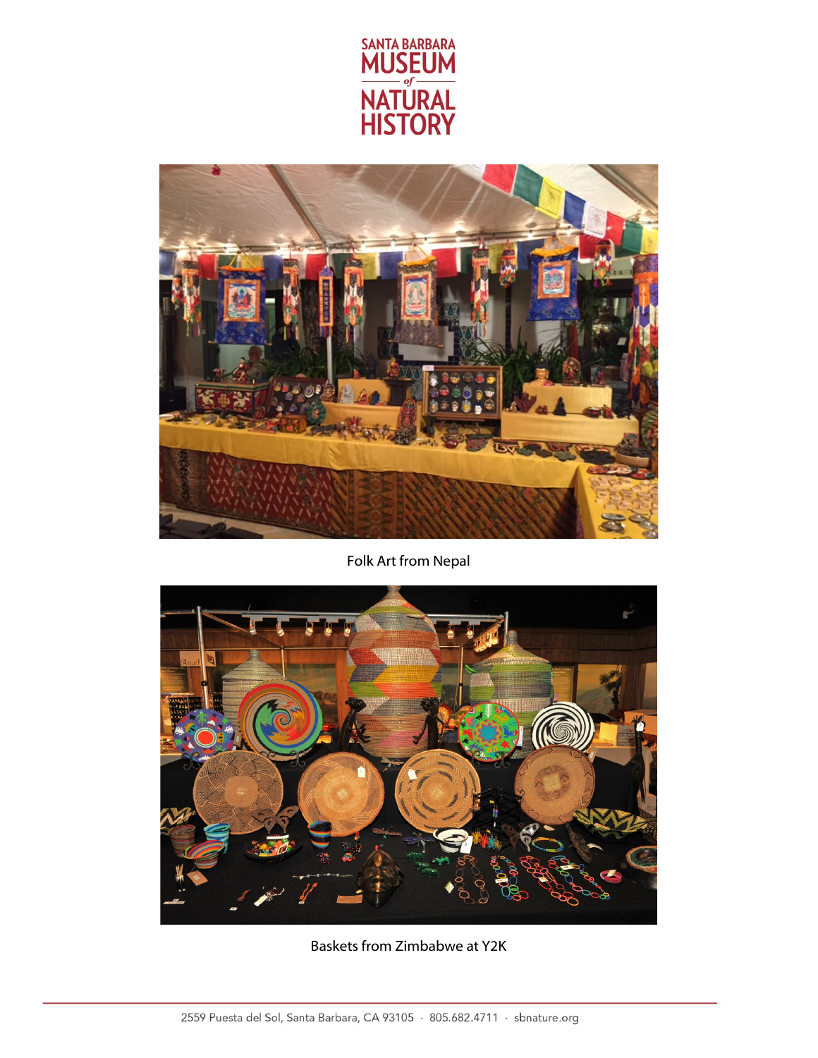Folk Art from Nepal

Baskets from Zimbabwe at Y2K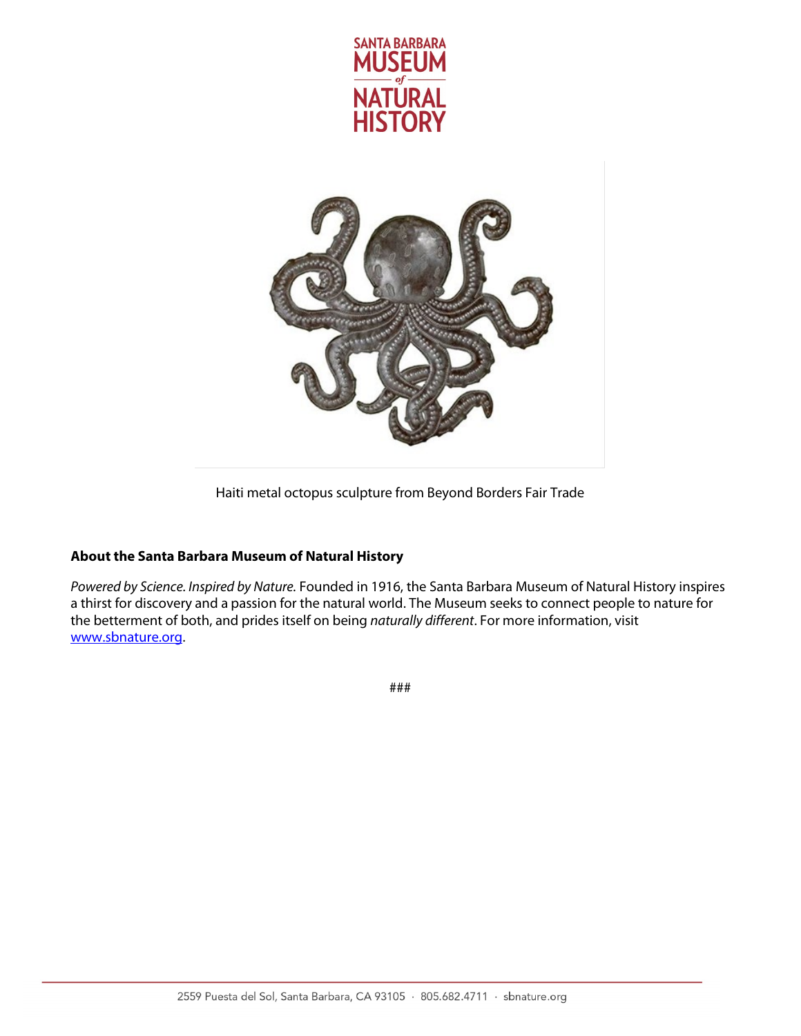Haiti metal octopus sculpture from Beyond Borders Fair Trade

**About the Santa Barbara Museum of Natural History**

*Powered by Science. Inspired by Nature.* Founded in 1916, the Santa Barbara Museum of Natural History inspires a thirst for discovery and a passion for the natural world. The Museum seeks to connect people to nature for the betterment of both, and prides itself on being *naturally different*. For more information, visit www.sbnature.org.

###